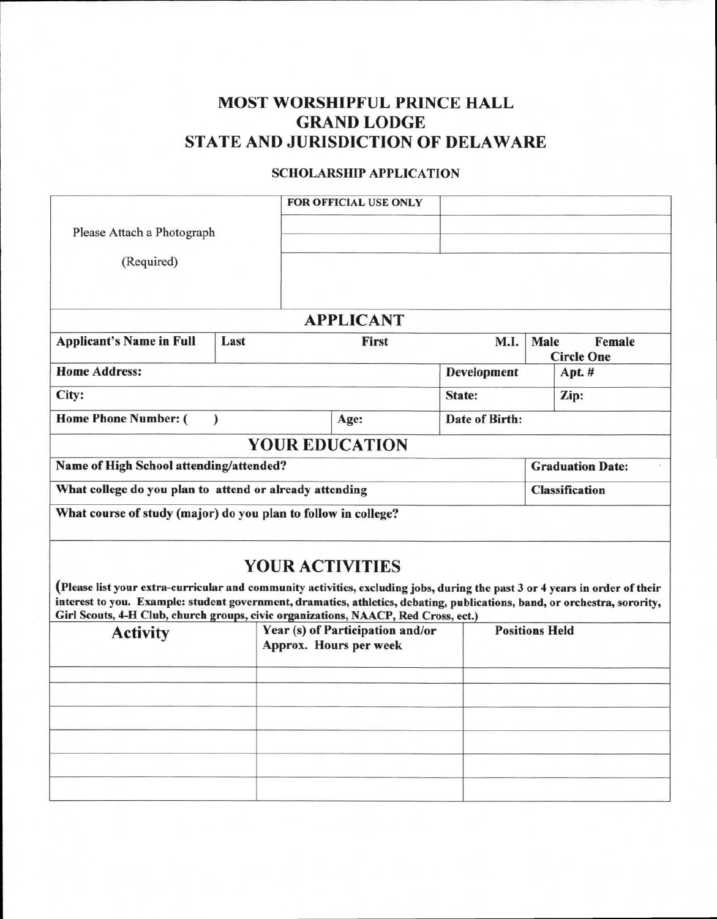# MOST WORSHIPFUL PRINCE HALL GRAND LODGE STATE AND JURISDICTION OF DELAWARE

## SCHOLARSHIP APPLICATION

| Please Attach a Photograph (Required) | FOR OFFICIAL USE ONLY | |
|---|---|---|
| | | |
| | | |
| | | |

## APPLICANT

| Applicant's Name in Full | Last | First | M.I. | Male Female Circle One |
|---|---|---|---|---|
| **Home Address:** | | | **Development** | **Apt. #** |
| **City:** | | | **State:** | **Zip:** |
| **Home Phone Number: (  )** | | **Age:** | **Date of Birth:** | |

## YOUR EDUCATION

| Name of High School attending/attended? | Graduation Date: |
|---|---|
| **What college do you plan to attend or already attending** | **Classification** |
| **What course of study (major) do you plan to follow in college?** | |

## YOUR ACTIVITIES

**(Please list your extra-curricular and community activities, excluding jobs, during the past 3 or 4 years in order of their interest to you. Example: student government, dramatics, athletics, debating, publications, band, or orchestra, sorority, Girl Scouts, 4-H Club, church groups, civic organizations, NAACP, Red Cross, ect.)**

| Activity | Year (s) of Participation and/or Approx. Hours per week | Positions Held |
|---|---|---|
| | | |
| | | |
| | | |
| | | |
| | | |
| | | |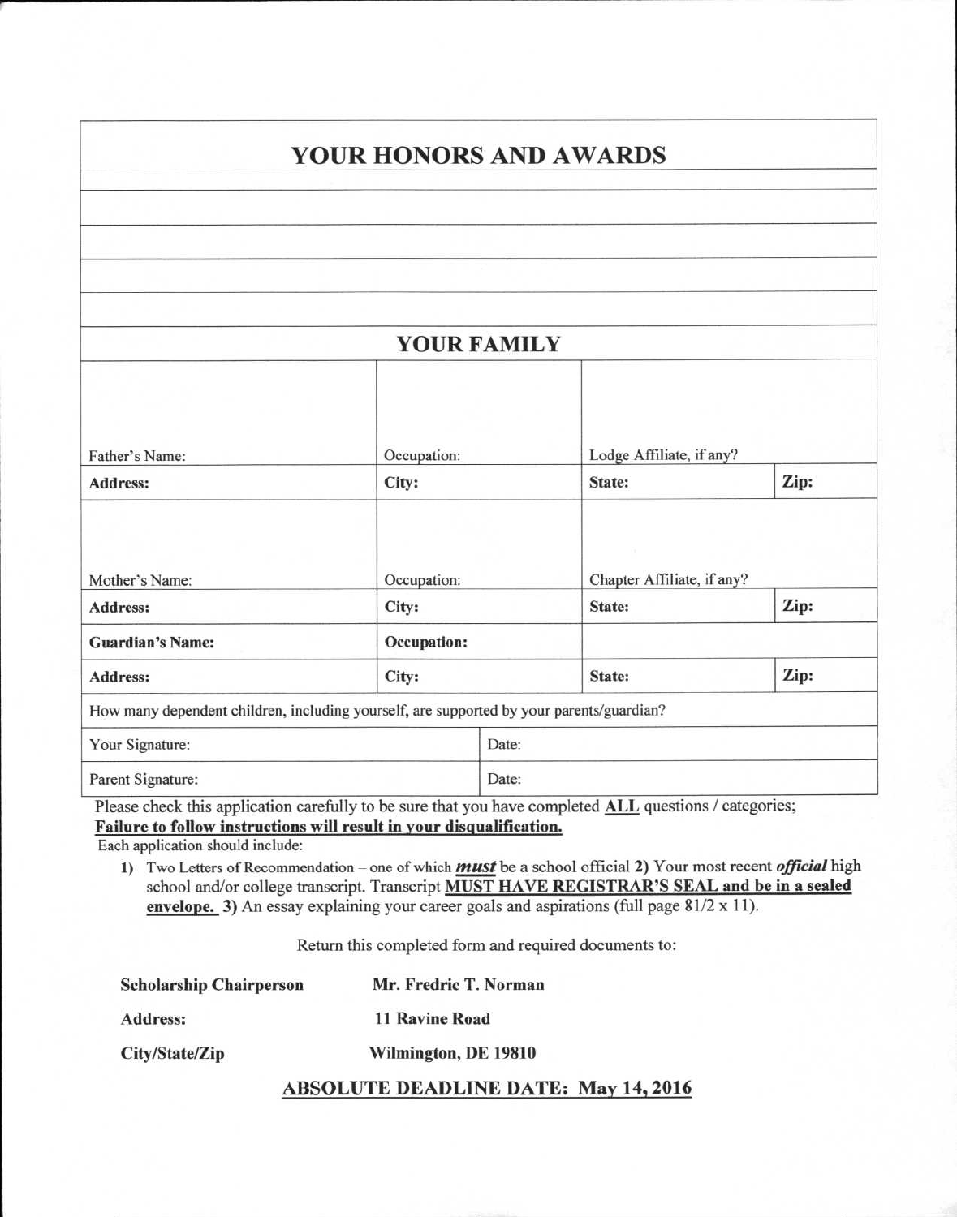## YOUR HONORS AND AWARDS

## YOUR FAMILY

| | | | |
|---|---|---|---|
| Father's Name: | Occupation: | Lodge Affiliate, if any? | |
| **Address:** | **City:** | **State:** | **Zip:** |
| Mother's Name: | Occupation: | Chapter Affiliate, if any? | |
| **Address:** | **City:** | **State:** | **Zip:** |
| **Guardian's Name:** | **Occupation:** | | |
| **Address:** | **City:** | **State:** | **Zip:** |
| How many dependent children, including yourself, are supported by your parents/guardian? | | | |
| Your Signature: | Date: | | |
| Parent Signature: | Date: | | |

Please check this application carefully to be sure that you have completed **ALL** questions / categories; **Failure to follow instructions will result in your disqualification.**

Each application should include:

**1)** Two Letters of Recommendation – one of which ***must*** be a school official **2)** Your most recent ***official*** high school and/or college transcript. Transcript **MUST HAVE REGISTRAR'S SEAL and be in a sealed envelope.** **3)** An essay explaining your career goals and aspirations (full page 81/2 x 11).

Return this completed form and required documents to:

| | |
|---|---|
| **Scholarship Chairperson** | **Mr. Fredric T. Norman** |
| **Address:** | **11 Ravine Road** |
| **City/State/Zip** | **Wilmington, DE 19810** |

**ABSOLUTE DEADLINE DATE: May 14, 2016**